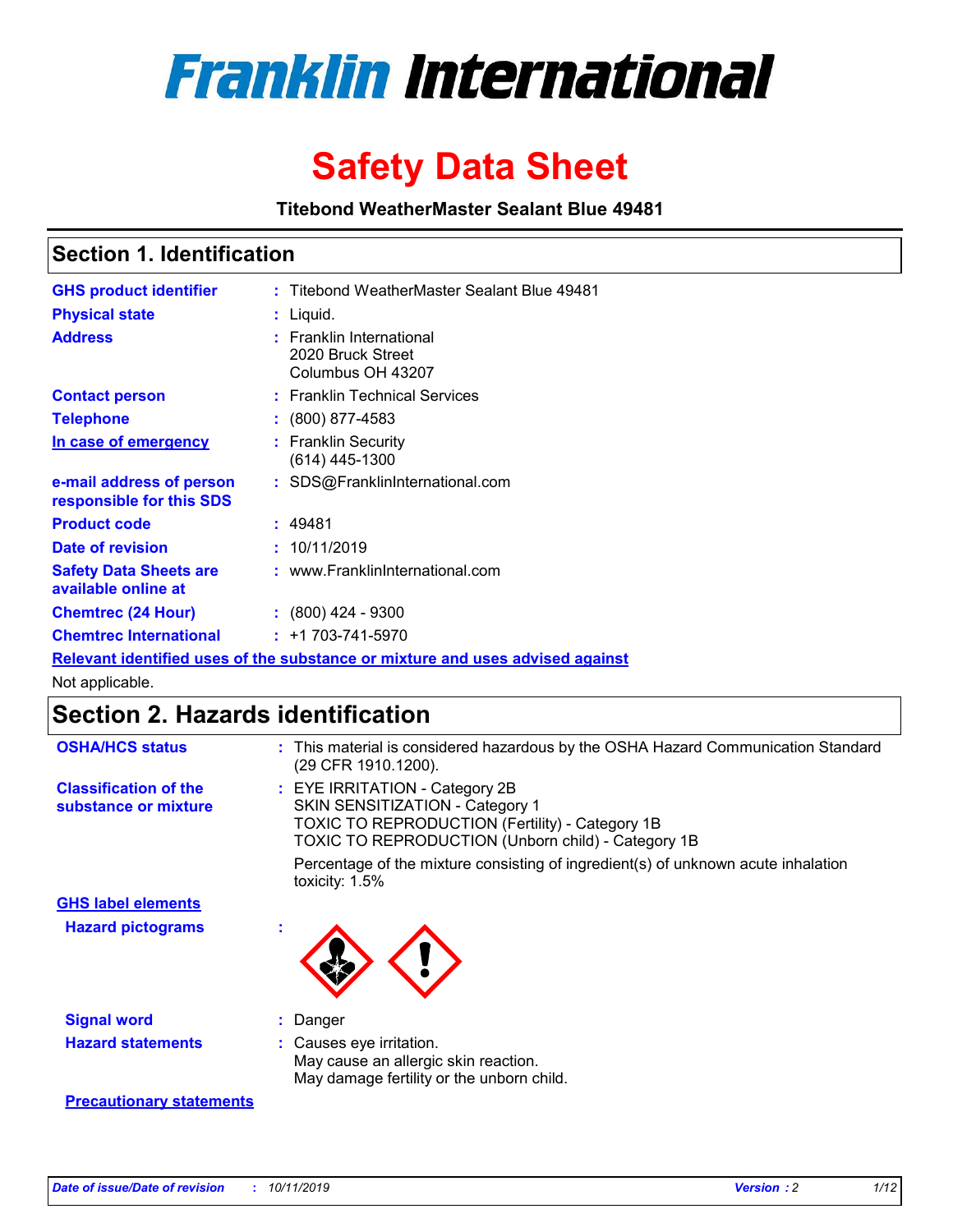# Franklin International

# Safety Data Sheet

**Titebond WeatherMaster Sealant Blue 49481**

## Section 1. Identification

| | | |
|---|---|---|
| **GHS product identifier** | : | Titebond WeatherMaster Sealant Blue 49481 |
| **Physical state** | : | Liquid. |
| **Address** | : | Franklin International<br>2020 Bruck Street<br>Columbus OH 43207 |
| **Contact person** | : | Franklin Technical Services |
| **Telephone** | : | (800) 877-4583 |
| **In case of emergency** | : | Franklin Security<br>(614) 445-1300 |
| **e-mail address of person responsible for this SDS** | : | SDS@FranklinInternational.com |
| **Product code** | : | 49481 |
| **Date of revision** | : | 10/11/2019 |
| **Safety Data Sheets are available online at** | : | www.FranklinInternational.com |
| **Chemtrec (24 Hour)** | : | (800) 424 - 9300 |
| **Chemtrec International** | : | +1 703-741-5970 |

**Relevant identified uses of the substance or mixture and uses advised against**

Not applicable.

## Section 2. Hazards identification

| | | |
|---|---|---|
| **OSHA/HCS status** | : | This material is considered hazardous by the OSHA Hazard Communication Standard (29 CFR 1910.1200). |
| **Classification of the substance or mixture** | : | EYE IRRITATION - Category 2B<br>SKIN SENSITIZATION - Category 1<br>TOXIC TO REPRODUCTION (Fertility) - Category 1B<br>TOXIC TO REPRODUCTION (Unborn child) - Category 1B<br><br>Percentage of the mixture consisting of ingredient(s) of unknown acute inhalation toxicity: 1.5% |

**GHS label elements**

| | | |
|---|---|---|
| **Hazard pictograms** | : | |
| **Signal word** | : | Danger |
| **Hazard statements** | : | Causes eye irritation.<br>May cause an allergic skin reaction.<br>May damage fertility or the unborn child. |

**Precautionary statements**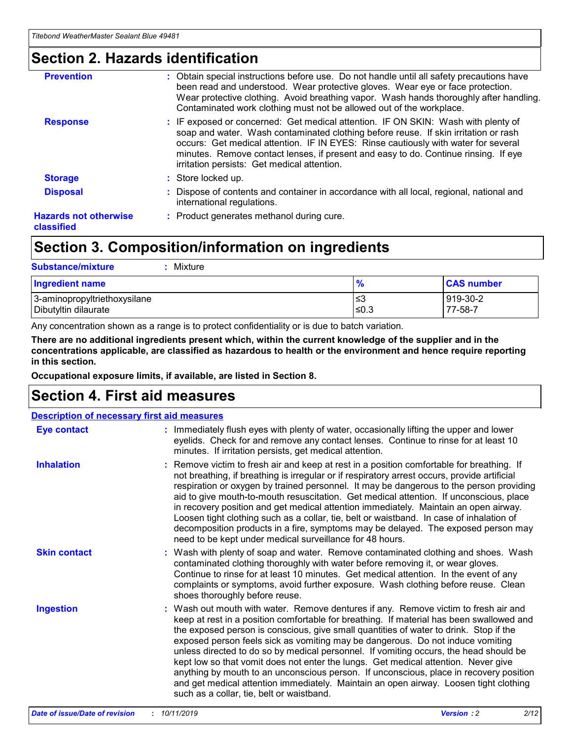## Section 2. Hazards identification

**Prevention** : Obtain special instructions before use. Do not handle until all safety precautions have been read and understood. Wear protective gloves. Wear eye or face protection. Wear protective clothing. Avoid breathing vapor. Wash hands thoroughly after handling. Contaminated work clothing must not be allowed out of the workplace.

**Response** : IF exposed or concerned: Get medical attention. IF ON SKIN: Wash with plenty of soap and water. Wash contaminated clothing before reuse. If skin irritation or rash occurs: Get medical attention. IF IN EYES: Rinse cautiously with water for several minutes. Remove contact lenses, if present and easy to do. Continue rinsing. If eye irritation persists: Get medical attention.

**Storage** : Store locked up.

**Disposal** : Dispose of contents and container in accordance with all local, regional, national and international regulations.

**Hazards not otherwise classified** : Product generates methanol during cure.

## Section 3. Composition/information on ingredients

**Substance/mixture** : Mixture

| Ingredient name | % | CAS number |
|---|---|---|
| 3-aminopropyltriethoxysilane | ≤3 | 919-30-2 |
| Dibutyltin dilaurate | ≤0.3 | 77-58-7 |

Any concentration shown as a range is to protect confidentiality or is due to batch variation.

**There are no additional ingredients present which, within the current knowledge of the supplier and in the concentrations applicable, are classified as hazardous to health or the environment and hence require reporting in this section.**

**Occupational exposure limits, if available, are listed in Section 8.**

## Section 4. First aid measures

**Description of necessary first aid measures**

**Eye contact** : Immediately flush eyes with plenty of water, occasionally lifting the upper and lower eyelids. Check for and remove any contact lenses. Continue to rinse for at least 10 minutes. If irritation persists, get medical attention.

**Inhalation** : Remove victim to fresh air and keep at rest in a position comfortable for breathing. If not breathing, if breathing is irregular or if respiratory arrest occurs, provide artificial respiration or oxygen by trained personnel. It may be dangerous to the person providing aid to give mouth-to-mouth resuscitation. Get medical attention. If unconscious, place in recovery position and get medical attention immediately. Maintain an open airway. Loosen tight clothing such as a collar, tie, belt or waistband. In case of inhalation of decomposition products in a fire, symptoms may be delayed. The exposed person may need to be kept under medical surveillance for 48 hours.

**Skin contact** : Wash with plenty of soap and water. Remove contaminated clothing and shoes. Wash contaminated clothing thoroughly with water before removing it, or wear gloves. Continue to rinse for at least 10 minutes. Get medical attention. In the event of any complaints or symptoms, avoid further exposure. Wash clothing before reuse. Clean shoes thoroughly before reuse.

**Ingestion** : Wash out mouth with water. Remove dentures if any. Remove victim to fresh air and keep at rest in a position comfortable for breathing. If material has been swallowed and the exposed person is conscious, give small quantities of water to drink. Stop if the exposed person feels sick as vomiting may be dangerous. Do not induce vomiting unless directed to do so by medical personnel. If vomiting occurs, the head should be kept low so that vomit does not enter the lungs. Get medical attention. Never give anything by mouth to an unconscious person. If unconscious, place in recovery position and get medical attention immediately. Maintain an open airway. Loosen tight clothing such as a collar, tie, belt or waistband.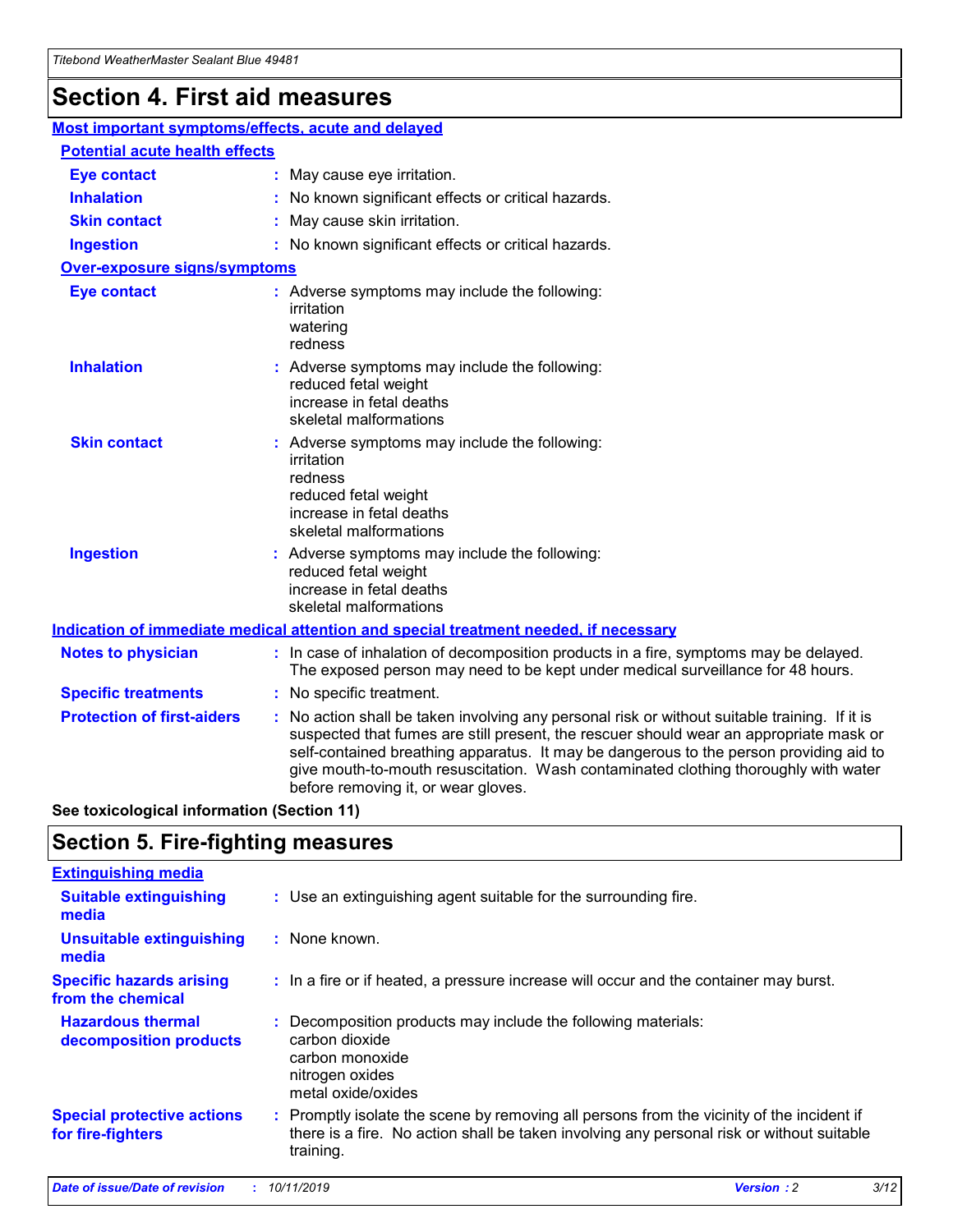# Section 4. First aid measures

## Most important symptoms/effects, acute and delayed

### Potential acute health effects

| | |
|---|---|
| **Eye contact** | : May cause eye irritation. |
| **Inhalation** | : No known significant effects or critical hazards. |
| **Skin contact** | : May cause skin irritation. |
| **Ingestion** | : No known significant effects or critical hazards. |

### Over-exposure signs/symptoms

| | |
|---|---|
| **Eye contact** | : Adverse symptoms may include the following:<br>irritation<br>watering<br>redness |
| **Inhalation** | : Adverse symptoms may include the following:<br>reduced fetal weight<br>increase in fetal deaths<br>skeletal malformations |
| **Skin contact** | : Adverse symptoms may include the following:<br>irritation<br>redness<br>reduced fetal weight<br>increase in fetal deaths<br>skeletal malformations |
| **Ingestion** | : Adverse symptoms may include the following:<br>reduced fetal weight<br>increase in fetal deaths<br>skeletal malformations |

## Indication of immediate medical attention and special treatment needed, if necessary

| | |
|---|---|
| **Notes to physician** | : In case of inhalation of decomposition products in a fire, symptoms may be delayed. The exposed person may need to be kept under medical surveillance for 48 hours. |
| **Specific treatments** | : No specific treatment. |
| **Protection of first-aiders** | : No action shall be taken involving any personal risk or without suitable training. If it is suspected that fumes are still present, the rescuer should wear an appropriate mask or self-contained breathing apparatus. It may be dangerous to the person providing aid to give mouth-to-mouth resuscitation. Wash contaminated clothing thoroughly with water before removing it, or wear gloves. |

**See toxicological information (Section 11)**

# Section 5. Fire-fighting measures

## Extinguishing media

| | |
|---|---|
| **Suitable extinguishing media** | : Use an extinguishing agent suitable for the surrounding fire. |
| **Unsuitable extinguishing media** | : None known. |
| **Specific hazards arising from the chemical** | : In a fire or if heated, a pressure increase will occur and the container may burst. |
| **Hazardous thermal decomposition products** | : Decomposition products may include the following materials:<br>carbon dioxide<br>carbon monoxide<br>nitrogen oxides<br>metal oxide/oxides |
| **Special protective actions for fire-fighters** | : Promptly isolate the scene by removing all persons from the vicinity of the incident if there is a fire. No action shall be taken involving any personal risk or without suitable training. |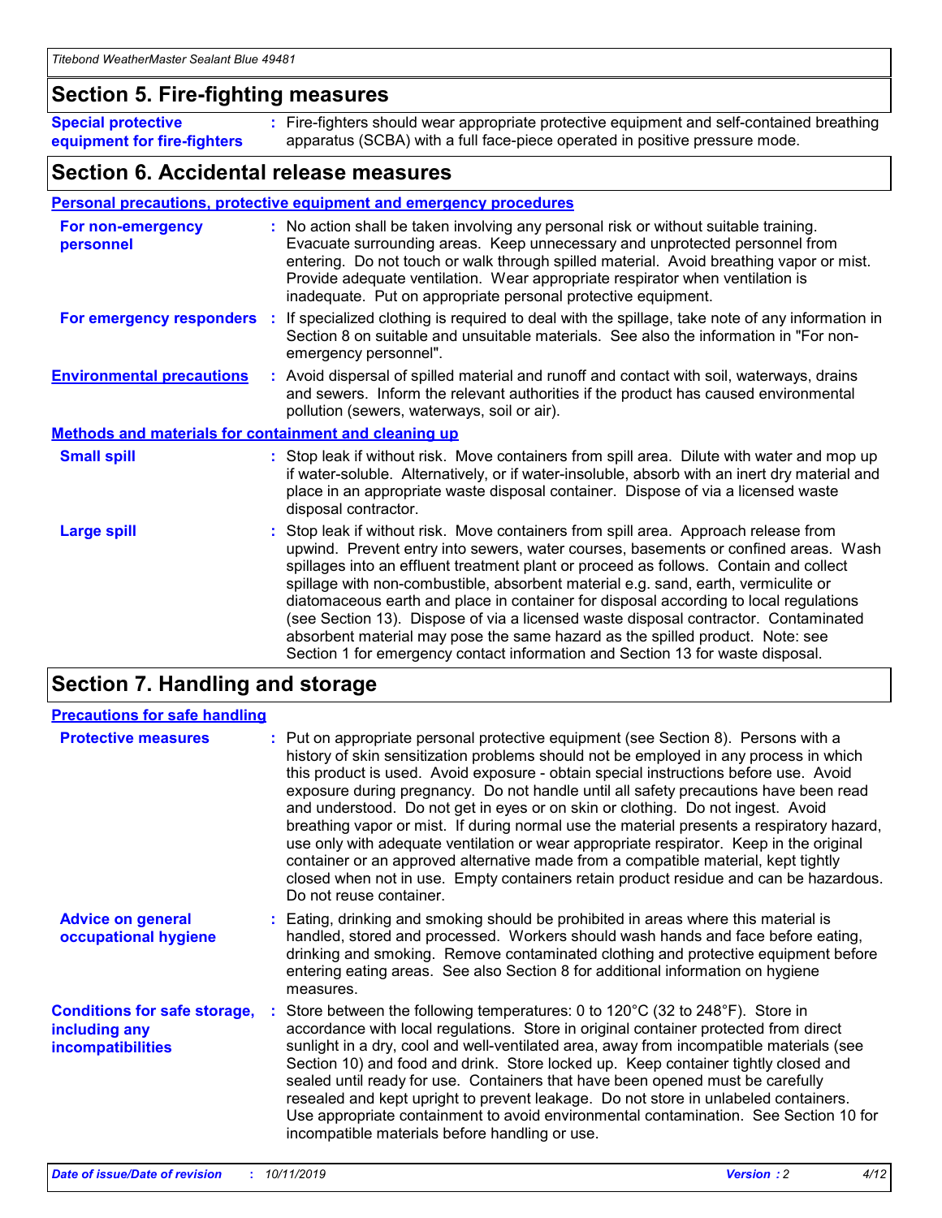## Section 5. Fire-fighting measures

**Special protective equipment for fire-fighters** : Fire-fighters should wear appropriate protective equipment and self-contained breathing apparatus (SCBA) with a full face-piece operated in positive pressure mode.

## Section 6. Accidental release measures

### Personal precautions, protective equipment and emergency procedures

**For non-emergency personnel** : No action shall be taken involving any personal risk or without suitable training. Evacuate surrounding areas. Keep unnecessary and unprotected personnel from entering. Do not touch or walk through spilled material. Avoid breathing vapor or mist. Provide adequate ventilation. Wear appropriate respirator when ventilation is inadequate. Put on appropriate personal protective equipment.

**For emergency responders** : If specialized clothing is required to deal with the spillage, take note of any information in Section 8 on suitable and unsuitable materials. See also the information in "For non-emergency personnel".

**Environmental precautions** : Avoid dispersal of spilled material and runoff and contact with soil, waterways, drains and sewers. Inform the relevant authorities if the product has caused environmental pollution (sewers, waterways, soil or air).

### Methods and materials for containment and cleaning up

**Small spill** : Stop leak if without risk. Move containers from spill area. Dilute with water and mop up if water-soluble. Alternatively, or if water-insoluble, absorb with an inert dry material and place in an appropriate waste disposal container. Dispose of via a licensed waste disposal contractor.

**Large spill** : Stop leak if without risk. Move containers from spill area. Approach release from upwind. Prevent entry into sewers, water courses, basements or confined areas. Wash spillages into an effluent treatment plant or proceed as follows. Contain and collect spillage with non-combustible, absorbent material e.g. sand, earth, vermiculite or diatomaceous earth and place in container for disposal according to local regulations (see Section 13). Dispose of via a licensed waste disposal contractor. Contaminated absorbent material may pose the same hazard as the spilled product. Note: see Section 1 for emergency contact information and Section 13 for waste disposal.

## Section 7. Handling and storage

### Precautions for safe handling

**Protective measures** : Put on appropriate personal protective equipment (see Section 8). Persons with a history of skin sensitization problems should not be employed in any process in which this product is used. Avoid exposure - obtain special instructions before use. Avoid exposure during pregnancy. Do not handle until all safety precautions have been read and understood. Do not get in eyes or on skin or clothing. Do not ingest. Avoid breathing vapor or mist. If during normal use the material presents a respiratory hazard, use only with adequate ventilation or wear appropriate respirator. Keep in the original container or an approved alternative made from a compatible material, kept tightly closed when not in use. Empty containers retain product residue and can be hazardous. Do not reuse container.

**Advice on general occupational hygiene** : Eating, drinking and smoking should be prohibited in areas where this material is handled, stored and processed. Workers should wash hands and face before eating, drinking and smoking. Remove contaminated clothing and protective equipment before entering eating areas. See also Section 8 for additional information on hygiene measures.

**Conditions for safe storage, including any incompatibilities** : Store between the following temperatures: 0 to 120°C (32 to 248°F). Store in accordance with local regulations. Store in original container protected from direct sunlight in a dry, cool and well-ventilated area, away from incompatible materials (see Section 10) and food and drink. Store locked up. Keep container tightly closed and sealed until ready for use. Containers that have been opened must be carefully resealed and kept upright to prevent leakage. Do not store in unlabeled containers. Use appropriate containment to avoid environmental contamination. See Section 10 for incompatible materials before handling or use.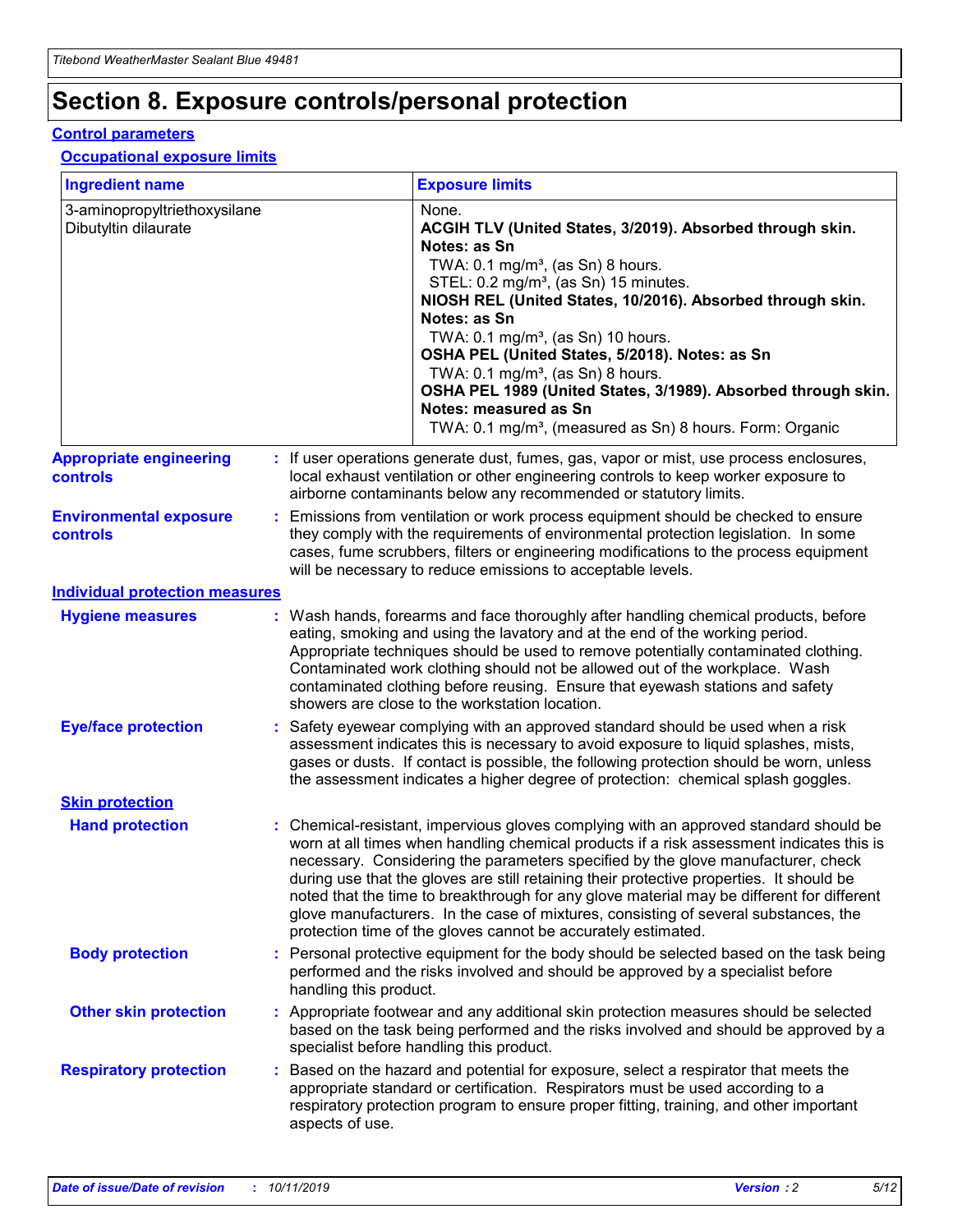# Section 8. Exposure controls/personal protection

## Control parameters

### Occupational exposure limits

| Ingredient name | Exposure limits |
|---|---|
| 3-aminopropyltriethoxysilane<br>Dibutyltin dilaurate | None.<br>**ACGIH TLV (United States, 3/2019). Absorbed through skin. Notes: as Sn**<br>TWA: 0.1 mg/m³, (as Sn) 8 hours.<br>STEL: 0.2 mg/m³, (as Sn) 15 minutes.<br>**NIOSH REL (United States, 10/2016). Absorbed through skin. Notes: as Sn**<br>TWA: 0.1 mg/m³, (as Sn) 10 hours.<br>**OSHA PEL (United States, 5/2018). Notes: as Sn**<br>TWA: 0.1 mg/m³, (as Sn) 8 hours.<br>**OSHA PEL 1989 (United States, 3/1989). Absorbed through skin. Notes: measured as Sn**<br>TWA: 0.1 mg/m³, (measured as Sn) 8 hours. Form: Organic |

**Appropriate engineering controls** : If user operations generate dust, fumes, gas, vapor or mist, use process enclosures, local exhaust ventilation or other engineering controls to keep worker exposure to airborne contaminants below any recommended or statutory limits.

**Environmental exposure controls** : Emissions from ventilation or work process equipment should be checked to ensure they comply with the requirements of environmental protection legislation. In some cases, fume scrubbers, filters or engineering modifications to the process equipment will be necessary to reduce emissions to acceptable levels.

## Individual protection measures

**Hygiene measures** : Wash hands, forearms and face thoroughly after handling chemical products, before eating, smoking and using the lavatory and at the end of the working period. Appropriate techniques should be used to remove potentially contaminated clothing. Contaminated work clothing should not be allowed out of the workplace. Wash contaminated clothing before reusing. Ensure that eyewash stations and safety showers are close to the workstation location.

**Eye/face protection** : Safety eyewear complying with an approved standard should be used when a risk assessment indicates this is necessary to avoid exposure to liquid splashes, mists, gases or dusts. If contact is possible, the following protection should be worn, unless the assessment indicates a higher degree of protection: chemical splash goggles.

### Skin protection

**Hand protection** : Chemical-resistant, impervious gloves complying with an approved standard should be worn at all times when handling chemical products if a risk assessment indicates this is necessary. Considering the parameters specified by the glove manufacturer, check during use that the gloves are still retaining their protective properties. It should be noted that the time to breakthrough for any glove material may be different for different glove manufacturers. In the case of mixtures, consisting of several substances, the protection time of the gloves cannot be accurately estimated.

**Body protection** : Personal protective equipment for the body should be selected based on the task being performed and the risks involved and should be approved by a specialist before handling this product.

**Other skin protection** : Appropriate footwear and any additional skin protection measures should be selected based on the task being performed and the risks involved and should be approved by a specialist before handling this product.

**Respiratory protection** : Based on the hazard and potential for exposure, select a respirator that meets the appropriate standard or certification. Respirators must be used according to a respiratory protection program to ensure proper fitting, training, and other important aspects of use.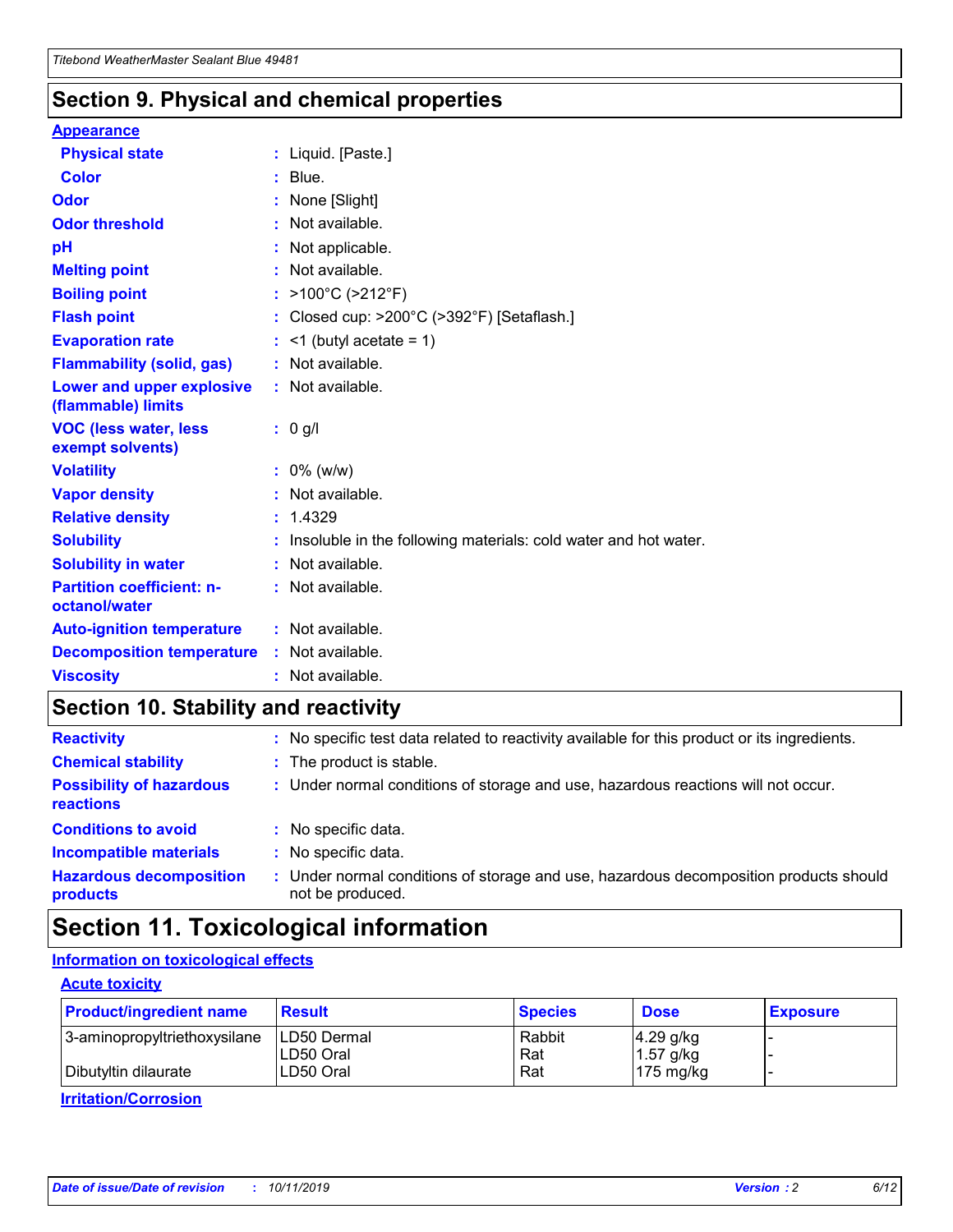## Section 9. Physical and chemical properties

### Appearance

| | |
|---|---|
| **Physical state** | : Liquid. [Paste.] |
| **Color** | : Blue. |
| **Odor** | : None [Slight] |
| **Odor threshold** | : Not available. |
| **pH** | : Not applicable. |
| **Melting point** | : Not available. |
| **Boiling point** | : >100°C (>212°F) |
| **Flash point** | : Closed cup: >200°C (>392°F) [Setaflash.] |
| **Evaporation rate** | : <1 (butyl acetate = 1) |
| **Flammability (solid, gas)** | : Not available. |
| **Lower and upper explosive (flammable) limits** | : Not available. |
| **VOC (less water, less exempt solvents)** | : 0 g/l |
| **Volatility** | : 0% (w/w) |
| **Vapor density** | : Not available. |
| **Relative density** | : 1.4329 |
| **Solubility** | : Insoluble in the following materials: cold water and hot water. |
| **Solubility in water** | : Not available. |
| **Partition coefficient: n-octanol/water** | : Not available. |
| **Auto-ignition temperature** | : Not available. |
| **Decomposition temperature** | : Not available. |
| **Viscosity** | : Not available. |

## Section 10. Stability and reactivity

| | |
|---|---|
| **Reactivity** | : No specific test data related to reactivity available for this product or its ingredients. |
| **Chemical stability** | : The product is stable. |
| **Possibility of hazardous reactions** | : Under normal conditions of storage and use, hazardous reactions will not occur. |
| **Conditions to avoid** | : No specific data. |
| **Incompatible materials** | : No specific data. |
| **Hazardous decomposition products** | : Under normal conditions of storage and use, hazardous decomposition products should not be produced. |

## Section 11. Toxicological information

### Information on toxicological effects

#### Acute toxicity

| Product/ingredient name | Result | Species | Dose | Exposure |
|---|---|---|---|---|
| 3-aminopropyltriethoxysilane | LD50 Dermal | Rabbit | 4.29 g/kg | - |
| | LD50 Oral | Rat | 1.57 g/kg | - |
| Dibutyltin dilaurate | LD50 Oral | Rat | 175 mg/kg | - |

#### Irritation/Corrosion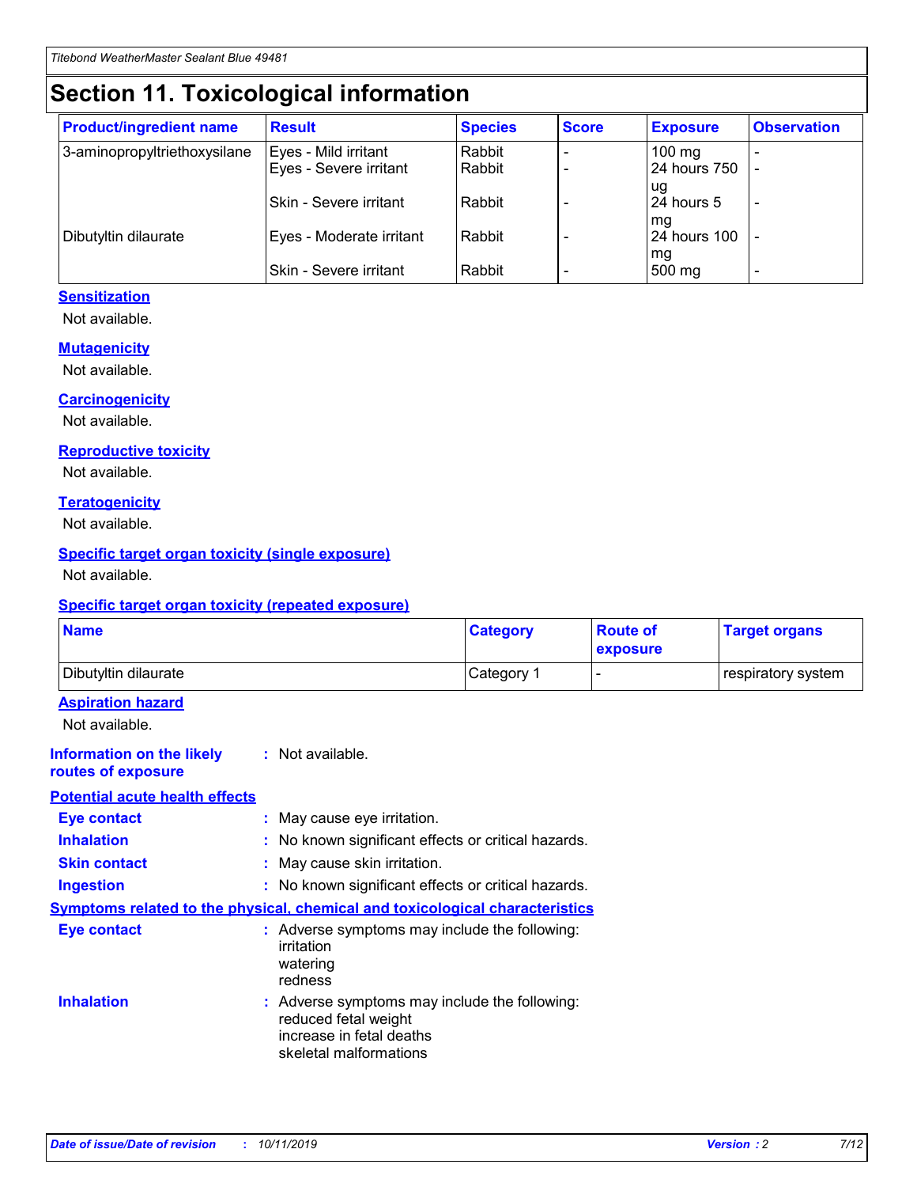# Section 11. Toxicological information

| Product/ingredient name | Result | Species | Score | Exposure | Observation |
|---|---|---|---|---|---|
| 3-aminopropyltriethoxysilane | Eyes - Mild irritant | Rabbit | - | 100 mg | - |
| | Eyes - Severe irritant | Rabbit | - | 24 hours 750 ug | - |
| | Skin - Severe irritant | Rabbit | - | 24 hours 5 mg | - |
| Dibutyltin dilaurate | Eyes - Moderate irritant | Rabbit | - | 24 hours 100 mg | - |
| | Skin - Severe irritant | Rabbit | - | 500 mg | - |

### Sensitization

Not available.

### Mutagenicity

Not available.

### Carcinogenicity

Not available.

### Reproductive toxicity

Not available.

### Teratogenicity

Not available.

### Specific target organ toxicity (single exposure)

Not available.

### Specific target organ toxicity (repeated exposure)

| Name | Category | Route of exposure | Target organs |
|---|---|---|---|
| Dibutyltin dilaurate | Category 1 | - | respiratory system |

### Aspiration hazard

Not available.

**Information on the likely routes of exposure** : Not available.

### Potential acute health effects

**Eye contact** : May cause eye irritation.

**Inhalation** : No known significant effects or critical hazards.

**Skin contact** : May cause skin irritation.

**Ingestion** : No known significant effects or critical hazards.

### Symptoms related to the physical, chemical and toxicological characteristics

**Eye contact** : Adverse symptoms may include the following:
irritation
watering
redness

**Inhalation** : Adverse symptoms may include the following:
reduced fetal weight
increase in fetal deaths
skeletal malformations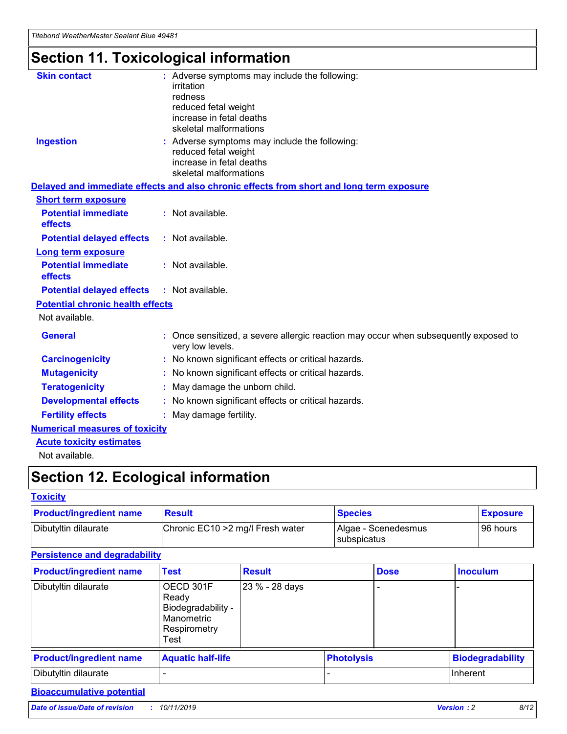# Section 11. Toxicological information

**Skin contact** : Adverse symptoms may include the following:
irritation
redness
reduced fetal weight
increase in fetal deaths
skeletal malformations

**Ingestion** : Adverse symptoms may include the following:
reduced fetal weight
increase in fetal deaths
skeletal malformations

**Delayed and immediate effects and also chronic effects from short and long term exposure**

**Short term exposure**

**Potential immediate effects** : Not available.

**Potential delayed effects** : Not available.

**Long term exposure**

**Potential immediate effects** : Not available.

**Potential delayed effects** : Not available.

**Potential chronic health effects**

Not available.

**General** : Once sensitized, a severe allergic reaction may occur when subsequently exposed to very low levels.

**Carcinogenicity** : No known significant effects or critical hazards.

**Mutagenicity** : No known significant effects or critical hazards.

**Teratogenicity** : May damage the unborn child.

**Developmental effects** : No known significant effects or critical hazards.

**Fertility effects** : May damage fertility.

**Numerical measures of toxicity**

**Acute toxicity estimates**

Not available.

# Section 12. Ecological information

**Toxicity**

| Product/ingredient name | Result | Species | Exposure |
| --- | --- | --- | --- |
| Dibutyltin dilaurate | Chronic EC10 >2 mg/l Fresh water | Algae - Scenedesmus subspicatus | 96 hours |

**Persistence and degradability**

| Product/ingredient name | Test | Result | Dose | Inoculum |
| --- | --- | --- | --- | --- |
| Dibutyltin dilaurate | OECD 301F Ready Biodegradability - Manometric Respirometry Test | 23 % - 28 days | - | - |

| Product/ingredient name | Aquatic half-life | Photolysis | Biodegradability |
| --- | --- | --- | --- |
| Dibutyltin dilaurate | - | - | Inherent |

**Bioaccumulative potential**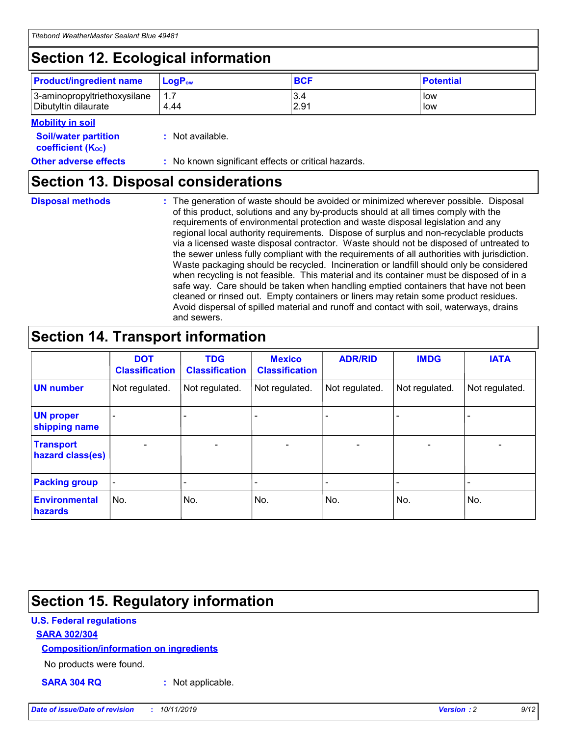## Section 12. Ecological information

| Product/ingredient name | $LogP_{ow}$ | BCF | Potential |
|---|---|---|---|
| 3-aminopropyltriethoxysilane | 1.7 | 3.4 | low |
| Dibutyltin dilaurate | 4.44 | 2.91 | low |

**Mobility in soil**

**Soil/water partition coefficient ($K_{OC}$)** : Not available.

**Other adverse effects** : No known significant effects or critical hazards.

## Section 13. Disposal considerations

**Disposal methods** : The generation of waste should be avoided or minimized wherever possible. Disposal of this product, solutions and any by-products should at all times comply with the requirements of environmental protection and waste disposal legislation and any regional local authority requirements. Dispose of surplus and non-recyclable products via a licensed waste disposal contractor. Waste should not be disposed of untreated to the sewer unless fully compliant with the requirements of all authorities with jurisdiction. Waste packaging should be recycled. Incineration or landfill should only be considered when recycling is not feasible. This material and its container must be disposed of in a safe way. Care should be taken when handling emptied containers that have not been cleaned or rinsed out. Empty containers or liners may retain some product residues. Avoid dispersal of spilled material and runoff and contact with soil, waterways, drains and sewers.

## Section 14. Transport information

| | DOT Classification | TDG Classification | Mexico Classification | ADR/RID | IMDG | IATA |
|---|---|---|---|---|---|---|
| UN number | Not regulated. | Not regulated. | Not regulated. | Not regulated. | Not regulated. | Not regulated. |
| UN proper shipping name | - | - | - | - | - | - |
| Transport hazard class(es) | - | - | - | - | - | - |
| Packing group | - | - | - | - | - | - |
| Environmental hazards | No. | No. | No. | No. | No. | No. |

## Section 15. Regulatory information

**U.S. Federal regulations**

**SARA 302/304**

**Composition/information on ingredients**

No products were found.

**SARA 304 RQ** : Not applicable.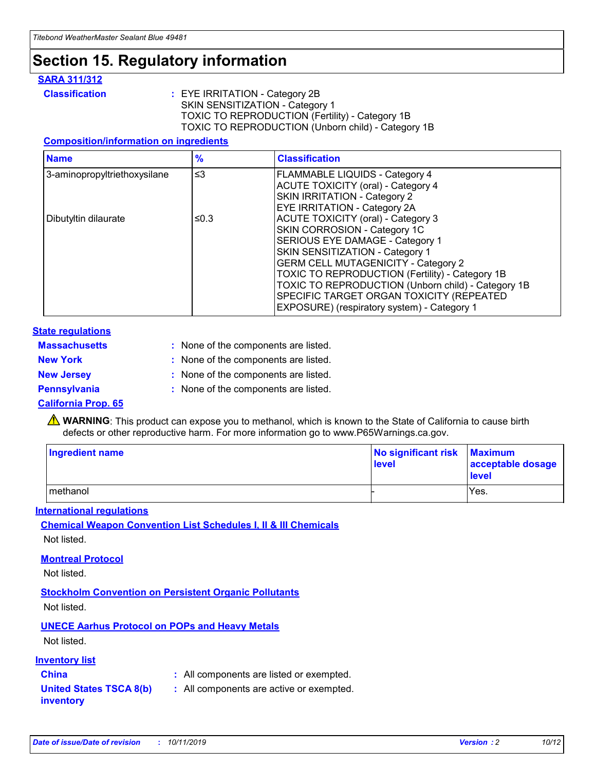# Section 15. Regulatory information

**SARA 311/312**

**Classification** : EYE IRRITATION - Category 2B
SKIN SENSITIZATION - Category 1
TOXIC TO REPRODUCTION (Fertility) - Category 1B
TOXIC TO REPRODUCTION (Unborn child) - Category 1B

**Composition/information on ingredients**

| Name | % | Classification |
|---|---|---|
| 3-aminopropyltriethoxysilane | ≤3 | FLAMMABLE LIQUIDS - Category 4<br>ACUTE TOXICITY (oral) - Category 4<br>SKIN IRRITATION - Category 2<br>EYE IRRITATION - Category 2A |
| Dibutyltin dilaurate | ≤0.3 | ACUTE TOXICITY (oral) - Category 3<br>SKIN CORROSION - Category 1C<br>SERIOUS EYE DAMAGE - Category 1<br>SKIN SENSITIZATION - Category 1<br>GERM CELL MUTAGENICITY - Category 2<br>TOXIC TO REPRODUCTION (Fertility) - Category 1B<br>TOXIC TO REPRODUCTION (Unborn child) - Category 1B<br>SPECIFIC TARGET ORGAN TOXICITY (REPEATED EXPOSURE) (respiratory system) - Category 1 |

**State regulations**

**Massachusetts** : None of the components are listed.

**New York** : None of the components are listed.

**New Jersey** : None of the components are listed.

**Pennsylvania** : None of the components are listed.

**California Prop. 65**

⚠ **WARNING**: This product can expose you to methanol, which is known to the State of California to cause birth defects or other reproductive harm. For more information go to www.P65Warnings.ca.gov.

| Ingredient name | No significant risk level | Maximum acceptable dosage level |
|---|---|---|
| methanol | - | Yes. |

**International regulations**

**Chemical Weapon Convention List Schedules I, II & III Chemicals**

Not listed.

**Montreal Protocol**

Not listed.

**Stockholm Convention on Persistent Organic Pollutants**

Not listed.

**UNECE Aarhus Protocol on POPs and Heavy Metals**

Not listed.

**Inventory list**

**China** : All components are listed or exempted.

**United States TSCA 8(b) inventory** : All components are active or exempted.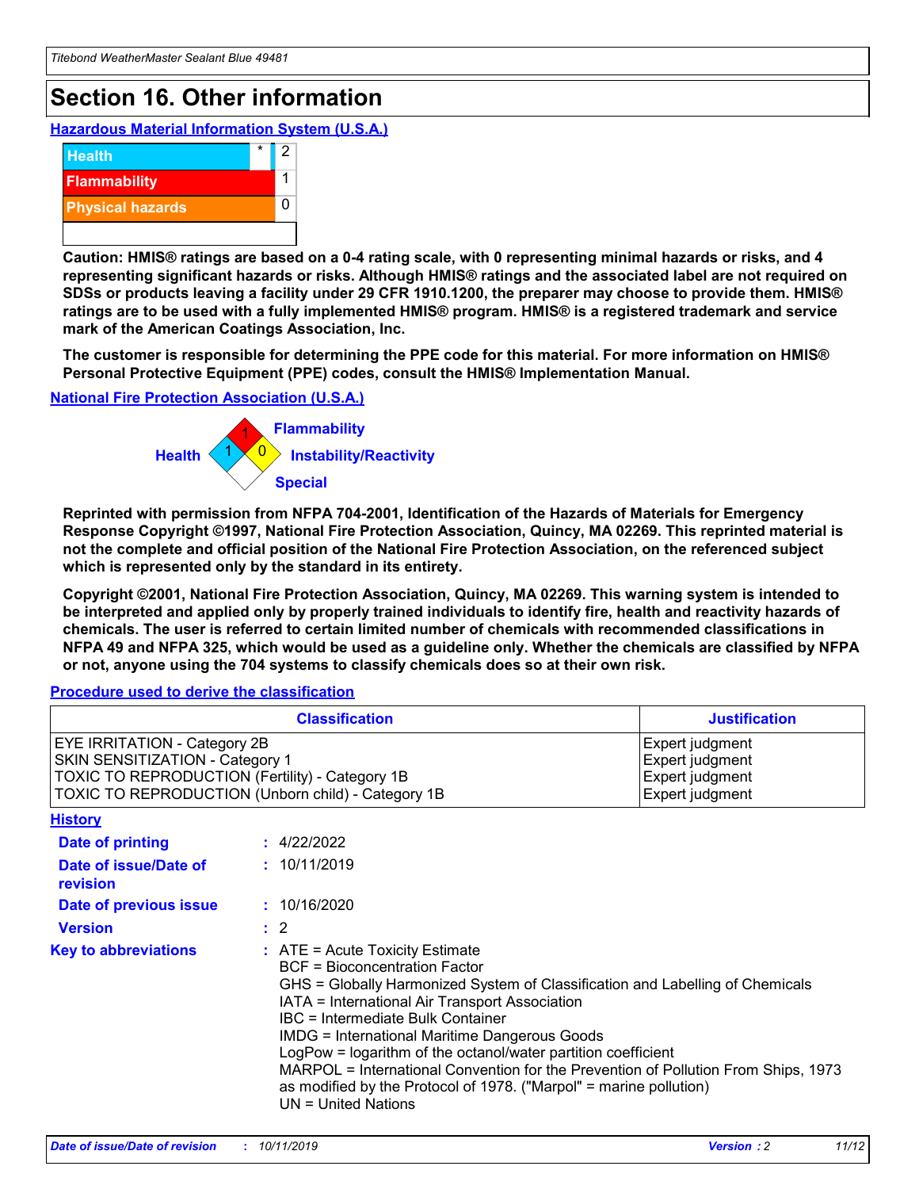# Section 16. Other information

### Hazardous Material Information System (U.S.A.)

| | | |
|---|---|---|
| Health | * | 2 |
| Flammability | | 1 |
| Physical hazards | | 0 |
| | | |

**Caution: HMIS® ratings are based on a 0-4 rating scale, with 0 representing minimal hazards or risks, and 4 representing significant hazards or risks. Although HMIS® ratings and the associated label are not required on SDSs or products leaving a facility under 29 CFR 1910.1200, the preparer may choose to provide them. HMIS® ratings are to be used with a fully implemented HMIS® program. HMIS® is a registered trademark and service mark of the American Coatings Association, Inc.**

**The customer is responsible for determining the PPE code for this material. For more information on HMIS® Personal Protective Equipment (PPE) codes, consult the HMIS® Implementation Manual.**

### National Fire Protection Association (U.S.A.)

Flammability: 1
Health: 1
Instability/Reactivity: 0
Special:

**Reprinted with permission from NFPA 704-2001, Identification of the Hazards of Materials for Emergency Response Copyright ©1997, National Fire Protection Association, Quincy, MA 02269. This reprinted material is not the complete and official position of the National Fire Protection Association, on the referenced subject which is represented only by the standard in its entirety.**

**Copyright ©2001, National Fire Protection Association, Quincy, MA 02269. This warning system is intended to be interpreted and applied only by properly trained individuals to identify fire, health and reactivity hazards of chemicals. The user is referred to certain limited number of chemicals with recommended classifications in NFPA 49 and NFPA 325, which would be used as a guideline only. Whether the chemicals are classified by NFPA or not, anyone using the 704 systems to classify chemicals does so at their own risk.**

### Procedure used to derive the classification

| Classification | Justification |
|---|---|
| EYE IRRITATION - Category 2B | Expert judgment |
| SKIN SENSITIZATION - Category 1 | Expert judgment |
| TOXIC TO REPRODUCTION (Fertility) - Category 1B | Expert judgment |
| TOXIC TO REPRODUCTION (Unborn child) - Category 1B | Expert judgment |

### History

**Date of printing** : 4/22/2022

**Date of issue/Date of revision** : 10/11/2019

**Date of previous issue** : 10/16/2020

**Version** : 2

**Key to abbreviations** :
ATE = Acute Toxicity Estimate
BCF = Bioconcentration Factor
GHS = Globally Harmonized System of Classification and Labelling of Chemicals
IATA = International Air Transport Association
IBC = Intermediate Bulk Container
IMDG = International Maritime Dangerous Goods
LogPow = logarithm of the octanol/water partition coefficient
MARPOL = International Convention for the Prevention of Pollution From Ships, 1973 as modified by the Protocol of 1978. ("Marpol" = marine pollution)
UN = United Nations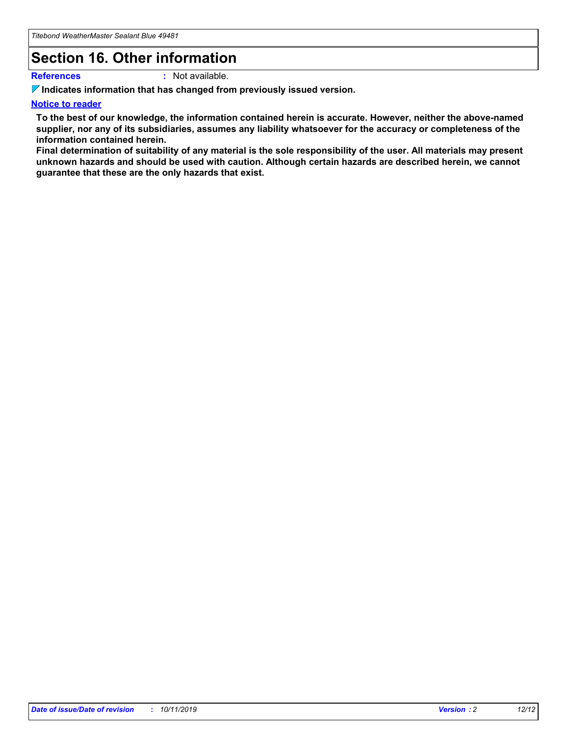# Section 16. Other information

**References** : Not available.

**Indicates information that has changed from previously issued version.**

**Notice to reader**

**To the best of our knowledge, the information contained herein is accurate. However, neither the above-named supplier, nor any of its subsidiaries, assumes any liability whatsoever for the accuracy or completeness of the information contained herein.**

**Final determination of suitability of any material is the sole responsibility of the user. All materials may present unknown hazards and should be used with caution. Although certain hazards are described herein, we cannot guarantee that these are the only hazards that exist.**